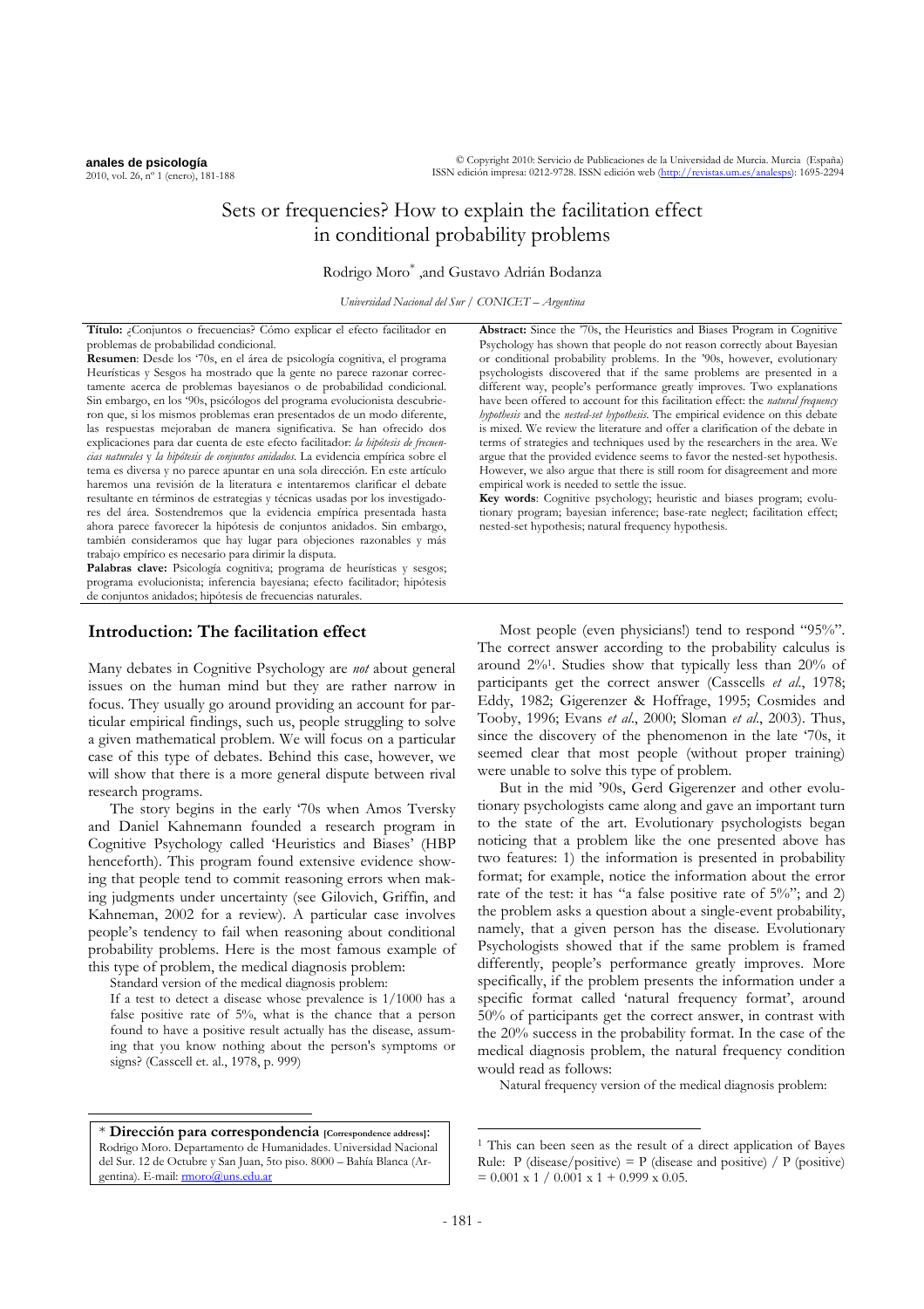# Sets or frequencies? How to explain the facilitation effect in conditional probability problems

Rodrigo Moro[*] ,and Gustavo Adrián Bodanza

*Universidad Nacional del Sur / CONICET – Argentina*

**Título:** ¿Conjuntos o frecuencias? Cómo explicar el efecto facilitador en problemas de probabilidad condicional.

**Resumen**: Desde los '70s, en el área de psicología cognitiva, el programa Heurísticas y Sesgos ha mostrado que la gente no parece razonar correctamente acerca de problemas bayesianos o de probabilidad condicional. Sin embargo, en los '90s, psicólogos del programa evolucionista descubrieron que, si los mismos problemas eran presentados de un modo diferente, las respuestas mejoraban de manera significativa. Se han ofrecido dos explicaciones para dar cuenta de este efecto facilitador: *la hipótesis de frecuencias naturales* y *la hipótesis de conjuntos anidados*. La evidencia empírica sobre el tema es diversa y no parece apuntar en una sola dirección. En este artículo haremos una revisión de la literatura e intentaremos clarificar el debate resultante en términos de estrategias y técnicas usadas por los investigadores del área. Sostendremos que la evidencia empírica presentada hasta ahora parece favorecer la hipótesis de conjuntos anidados. Sin embargo, también consideramos que hay lugar para objeciones razonables y más trabajo empírico es necesario para dirimir la disputa.

**Palabras clave:** Psicología cognitiva; programa de heurísticas y sesgos; programa evolucionista; inferencia bayesiana; efecto facilitador; hipótesis de conjuntos anidados; hipótesis de frecuencias naturales.

**Abstract:** Since the '70s, the Heuristics and Biases Program in Cognitive Psychology has shown that people do not reason correctly about Bayesian or conditional probability problems. In the '90s, however, evolutionary psychologists discovered that if the same problems are presented in a different way, people's performance greatly improves. Two explanations have been offered to account for this facilitation effect: the *natural frequency hypothesis* and the *nested-set hypothesis*. The empirical evidence on this debate is mixed. We review the literature and offer a clarification of the debate in terms of strategies and techniques used by the researchers in the area. We argue that the provided evidence seems to favor the nested-set hypothesis. However, we also argue that there is still room for disagreement and more empirical work is needed to settle the issue.

**Key words**: Cognitive psychology; heuristic and biases program; evolutionary program; bayesian inference; base-rate neglect; facilitation effect; nested-set hypothesis; natural frequency hypothesis.

## Introduction: The facilitation effect

Many debates in Cognitive Psychology are *not* about general issues on the human mind but they are rather narrow in focus. They usually go around providing an account for particular empirical findings, such us, people struggling to solve a given mathematical problem. We will focus on a particular case of this type of debates. Behind this case, however, we will show that there is a more general dispute between rival research programs.

The story begins in the early '70s when Amos Tversky and Daniel Kahnemann founded a research program in Cognitive Psychology called 'Heuristics and Biases' (HBP henceforth). This program found extensive evidence showing that people tend to commit reasoning errors when making judgments under uncertainty (see Gilovich, Griffin, and Kahneman, 2002 for a review). A particular case involves people's tendency to fail when reasoning about conditional probability problems. Here is the most famous example of this type of problem, the medical diagnosis problem:

Standard version of the medical diagnosis problem:

> If a test to detect a disease whose prevalence is 1/1000 has a false positive rate of 5%, what is the chance that a person found to have a positive result actually has the disease, assuming that you know nothing about the person's symptoms or signs? (Casscell et. al., 1978, p. 999)

Most people (even physicians!) tend to respond "95%". The correct answer according to the probability calculus is around 2%[1]. Studies show that typically less than 20% of participants get the correct answer (Casscells *et al*., 1978; Eddy, 1982; Gigerenzer & Hoffrage, 1995; Cosmides and Tooby, 1996; Evans *et al*., 2000; Sloman *et al*., 2003). Thus, since the discovery of the phenomenon in the late '70s, it seemed clear that most people (without proper training) were unable to solve this type of problem.

But in the mid '90s, Gerd Gigerenzer and other evolutionary psychologists came along and gave an important turn to the state of the art. Evolutionary psychologists began noticing that a problem like the one presented above has two features: 1) the information is presented in probability format; for example, notice the information about the error rate of the test: it has "a false positive rate of 5%"; and 2) the problem asks a question about a single-event probability, namely, that a given person has the disease. Evolutionary Psychologists showed that if the same problem is framed differently, people's performance greatly improves. More specifically, if the problem presents the information under a specific format called 'natural frequency format', around 50% of participants get the correct answer, in contrast with the 20% success in the probability format. In the case of the medical diagnosis problem, the natural frequency condition would read as follows:

Natural frequency version of the medical diagnosis problem:

---

[*] **Dirección para correspondencia [Correspondence address]**: Rodrigo Moro. Departamento de Humanidades. Universidad Nacional del Sur. 12 de Octubre y San Juan, 5to piso. 8000 – Bahía Blanca (Argentina). E-mail: rmoro@uns.edu.ar

[1] This can been seen as the result of a direct application of Bayes Rule: P (disease/positive) = P (disease and positive) / P (positive) = 0.001 x 1 / 0.001 x 1 + 0.999 x 0.05.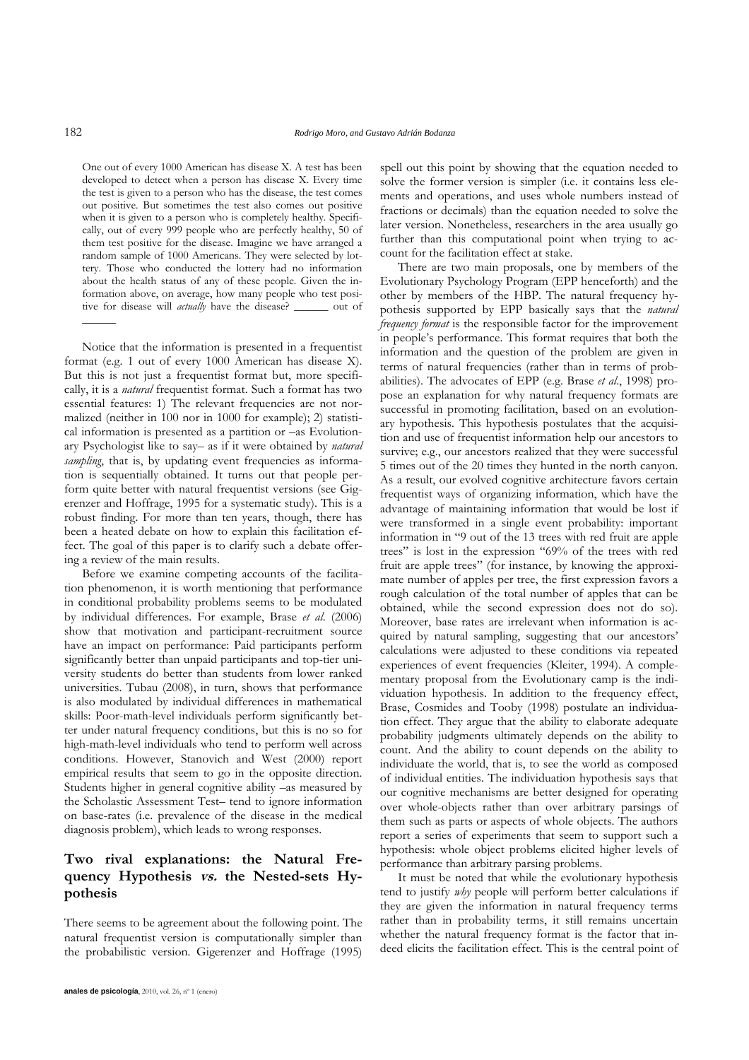> One out of every 1000 American has disease X. A test has been developed to detect when a person has disease X. Every time the test is given to a person who has the disease, the test comes out positive. But sometimes the test also comes out positive when it is given to a person who is completely healthy. Specifically, out of every 999 people who are perfectly healthy, 50 of them test positive for the disease. Imagine we have arranged a random sample of 1000 Americans. They were selected by lottery. Those who conducted the lottery had no information about the health status of any of these people. Given the information above, on average, how many people who test positive for disease will *actually* have the disease? ______ out of ______

Notice that the information is presented in a frequentist format (e.g. 1 out of every 1000 American has disease X). But this is not just a frequentist format but, more specifically, it is a *natural* frequentist format. Such a format has two essential features: 1) The relevant frequencies are not normalized (neither in 100 nor in 1000 for example); 2) statistical information is presented as a partition or –as Evolutionary Psychologist like to say– as if it were obtained by *natural sampling*, that is, by updating event frequencies as information is sequentially obtained. It turns out that people perform quite better with natural frequentist versions (see Gigerenzer and Hoffrage, 1995 for a systematic study). This is a robust finding. For more than ten years, though, there has been a heated debate on how to explain this facilitation effect. The goal of this paper is to clarify such a debate offering a review of the main results.

Before we examine competing accounts of the facilitation phenomenon, it is worth mentioning that performance in conditional probability problems seems to be modulated by individual differences. For example, Brase *et al*. (2006) show that motivation and participant-recruitment source have an impact on performance: Paid participants perform significantly better than unpaid participants and top-tier university students do better than students from lower ranked universities. Tubau (2008), in turn, shows that performance is also modulated by individual differences in mathematical skills: Poor-math-level individuals perform significantly better under natural frequency conditions, but this is no so for high-math-level individuals who tend to perform well across conditions. However, Stanovich and West (2000) report empirical results that seem to go in the opposite direction. Students higher in general cognitive ability –as measured by the Scholastic Assessment Test– tend to ignore information on base-rates (i.e. prevalence of the disease in the medical diagnosis problem), which leads to wrong responses.

## Two rival explanations: the Natural Frequency Hypothesis *vs.* the Nested-sets Hypothesis

There seems to be agreement about the following point. The natural frequentist version is computationally simpler than the probabilistic version. Gigerenzer and Hoffrage (1995) spell out this point by showing that the equation needed to solve the former version is simpler (i.e. it contains less elements and operations, and uses whole numbers instead of fractions or decimals) than the equation needed to solve the later version. Nonetheless, researchers in the area usually go further than this computational point when trying to account for the facilitation effect at stake.

There are two main proposals, one by members of the Evolutionary Psychology Program (EPP henceforth) and the other by members of the HBP. The natural frequency hypothesis supported by EPP basically says that the *natural frequency format* is the responsible factor for the improvement in people's performance. This format requires that both the information and the question of the problem are given in terms of natural frequencies (rather than in terms of probabilities). The advocates of EPP (e.g. Brase *et al*., 1998) propose an explanation for why natural frequency formats are successful in promoting facilitation, based on an evolutionary hypothesis. This hypothesis postulates that the acquisition and use of frequentist information help our ancestors to survive; e.g., our ancestors realized that they were successful 5 times out of the 20 times they hunted in the north canyon. As a result, our evolved cognitive architecture favors certain frequentist ways of organizing information, which have the advantage of maintaining information that would be lost if were transformed in a single event probability: important information in "9 out of the 13 trees with red fruit are apple trees" is lost in the expression "69% of the trees with red fruit are apple trees" (for instance, by knowing the approximate number of apples per tree, the first expression favors a rough calculation of the total number of apples that can be obtained, while the second expression does not do so). Moreover, base rates are irrelevant when information is acquired by natural sampling, suggesting that our ancestors' calculations were adjusted to these conditions via repeated experiences of event frequencies (Kleiter, 1994). A complementary proposal from the Evolutionary camp is the individuation hypothesis. In addition to the frequency effect, Brase, Cosmides and Tooby (1998) postulate an individuation effect. They argue that the ability to elaborate adequate probability judgments ultimately depends on the ability to count. And the ability to count depends on the ability to individuate the world, that is, to see the world as composed of individual entities. The individuation hypothesis says that our cognitive mechanisms are better designed for operating over whole-objects rather than over arbitrary parsings of them such as parts or aspects of whole objects. The authors report a series of experiments that seem to support such a hypothesis: whole object problems elicited higher levels of performance than arbitrary parsing problems.

It must be noted that while the evolutionary hypothesis tend to justify *why* people will perform better calculations if they are given the information in natural frequency terms rather than in probability terms, it still remains uncertain whether the natural frequency format is the factor that indeed elicits the facilitation effect. This is the central point of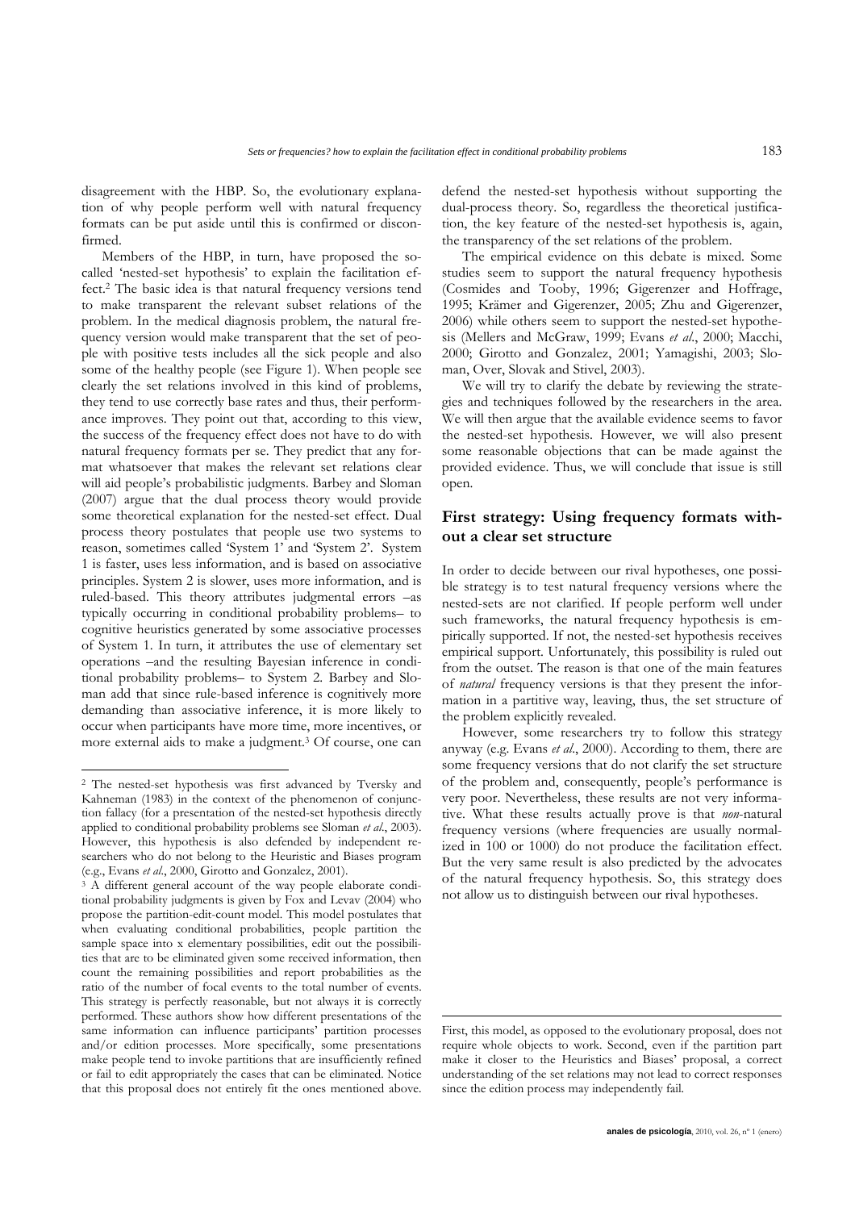disagreement with the HBP. So, the evolutionary explanation of why people perform well with natural frequency formats can be put aside until this is confirmed or disconfirmed.

Members of the HBP, in turn, have proposed the so-called 'nested-set hypothesis' to explain the facilitation effect.[2] The basic idea is that natural frequency versions tend to make transparent the relevant subset relations of the problem. In the medical diagnosis problem, the natural frequency version would make transparent that the set of people with positive tests includes all the sick people and also some of the healthy people (see Figure 1). When people see clearly the set relations involved in this kind of problems, they tend to use correctly base rates and thus, their performance improves. They point out that, according to this view, the success of the frequency effect does not have to do with natural frequency formats per se. They predict that any format whatsoever that makes the relevant set relations clear will aid people's probabilistic judgments. Barbey and Sloman (2007) argue that the dual process theory would provide some theoretical explanation for the nested-set effect. Dual process theory postulates that people use two systems to reason, sometimes called 'System 1' and 'System 2'. System 1 is faster, uses less information, and is based on associative principles. System 2 is slower, uses more information, and is ruled-based. This theory attributes judgmental errors –as typically occurring in conditional probability problems– to cognitive heuristics generated by some associative processes of System 1. In turn, it attributes the use of elementary set operations –and the resulting Bayesian inference in conditional probability problems– to System 2. Barbey and Sloman add that since rule-based inference is cognitively more demanding than associative inference, it is more likely to occur when participants have more time, more incentives, or more external aids to make a judgment.[3] Of course, one can defend the nested-set hypothesis without supporting the dual-process theory. So, regardless the theoretical justification, the key feature of the nested-set hypothesis is, again, the transparency of the set relations of the problem.

The empirical evidence on this debate is mixed. Some studies seem to support the natural frequency hypothesis (Cosmides and Tooby, 1996; Gigerenzer and Hoffrage, 1995; Krämer and Gigerenzer, 2005; Zhu and Gigerenzer, 2006) while others seem to support the nested-set hypothesis (Mellers and McGraw, 1999; Evans *et al*., 2000; Macchi, 2000; Girotto and Gonzalez, 2001; Yamagishi, 2003; Sloman, Over, Slovak and Stivel, 2003).

We will try to clarify the debate by reviewing the strategies and techniques followed by the researchers in the area. We will then argue that the available evidence seems to favor the nested-set hypothesis. However, we will also present some reasonable objections that can be made against the provided evidence. Thus, we will conclude that issue is still open.

## First strategy: Using frequency formats without a clear set structure

In order to decide between our rival hypotheses, one possible strategy is to test natural frequency versions where the nested-sets are not clarified. If people perform well under such frameworks, the natural frequency hypothesis is empirically supported. If not, the nested-set hypothesis receives empirical support. Unfortunately, this possibility is ruled out from the outset. The reason is that one of the main features of *natural* frequency versions is that they present the information in a partitive way, leaving, thus, the set structure of the problem explicitly revealed.

However, some researchers try to follow this strategy anyway (e.g. Evans *et al*., 2000). According to them, there are some frequency versions that do not clarify the set structure of the problem and, consequently, people's performance is very poor. Nevertheless, these results are not very informative. What these results actually prove is that *non*-natural frequency versions (where frequencies are usually normalized in 100 or 1000) do not produce the facilitation effect. But the very same result is also predicted by the advocates of the natural frequency hypothesis. So, this strategy does not allow us to distinguish between our rival hypotheses.

---

[2] The nested-set hypothesis was first advanced by Tversky and Kahneman (1983) in the context of the phenomenon of conjunction fallacy (for a presentation of the nested-set hypothesis directly applied to conditional probability problems see Sloman *et al*., 2003). However, this hypothesis is also defended by independent researchers who do not belong to the Heuristic and Biases program (e.g., Evans *et al*., 2000, Girotto and Gonzalez, 2001).

[3] A different general account of the way people elaborate conditional probability judgments is given by Fox and Levav (2004) who propose the partition-edit-count model. This model postulates that when evaluating conditional probabilities, people partition the sample space into x elementary possibilities, edit out the possibilities that are to be eliminated given some received information, then count the remaining possibilities and report probabilities as the ratio of the number of focal events to the total number of events. This strategy is perfectly reasonable, but not always it is correctly performed. These authors show how different presentations of the same information can influence participants' partition processes and/or edition processes. More specifically, some presentations make people tend to invoke partitions that are insufficiently refined or fail to edit appropriately the cases that can be eliminated. Notice that this proposal does not entirely fit the ones mentioned above. First, this model, as opposed to the evolutionary proposal, does not require whole objects to work. Second, even if the partition part make it closer to the Heuristics and Biases' proposal, a correct understanding of the set relations may not lead to correct responses since the edition process may independently fail.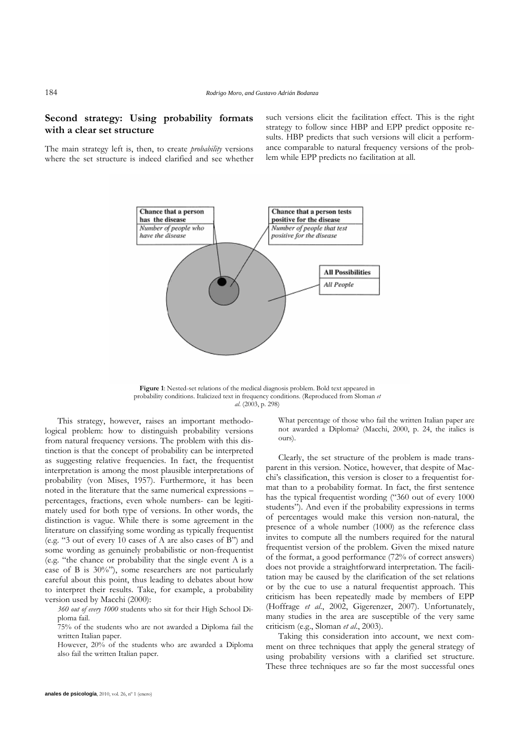## Second strategy: Using probability formats with a clear set structure

The main strategy left is, then, to create *probability* versions where the set structure is indeed clarified and see whether such versions elicit the facilitation effect. This is the right strategy to follow since HBP and EPP predict opposite results. HBP predicts that such versions will elicit a performance comparable to natural frequency versions of the problem while EPP predicts no facilitation at all.

**Figure 1**: Nested-set relations of the medical diagnosis problem. Bold text appeared in probability conditions. Italicized text in frequency conditions. (Reproduced from Sloman *et al.* (2003, p. 298)

This strategy, however, raises an important methodological problem: how to distinguish probability versions from natural frequency versions. The problem with this distinction is that the concept of probability can be interpreted as suggesting relative frequencies. In fact, the frequentist interpretation is among the most plausible interpretations of probability (von Mises, 1957). Furthermore, it has been noted in the literature that the same numerical expressions – percentages, fractions, even whole numbers- can be legitimately used for both type of versions. In other words, the distinction is vague. While there is some agreement in the literature on classifying some wording as typically frequentist (e.g. "3 out of every 10 cases of A are also cases of B") and some wording as genuinely probabilistic or non-frequentist (e.g. "the chance or probability that the single event A is a case of B is 30%"), some researchers are not particularly careful about this point, thus leading to debates about how to interpret their results. Take, for example, a probability version used by Macchi (2000):

> *360 out of every 1000* students who sit for their High School Diploma fail.
> 75% of the students who are not awarded a Diploma fail the written Italian paper.
> However, 20% of the students who are awarded a Diploma also fail the written Italian paper.
> What percentage of those who fail the written Italian paper are not awarded a Diploma? (Macchi, 2000, p. 24, the italics is ours).

Clearly, the set structure of the problem is made transparent in this version. Notice, however, that despite of Macchi's classification, this version is closer to a frequentist format than to a probability format. In fact, the first sentence has the typical frequentist wording ("360 out of every 1000 students"). And even if the probability expressions in terms of percentages would make this version non-natural, the presence of a whole number (1000) as the reference class invites to compute all the numbers required for the natural frequentist version of the problem. Given the mixed nature of the format, a good performance (72% of correct answers) does not provide a straightforward interpretation. The facilitation may be caused by the clarification of the set relations or by the cue to use a natural frequentist approach. This criticism has been repeatedly made by members of EPP (Hoffrage *et al.*, 2002, Gigerenzer, 2007). Unfortunately, many studies in the area are susceptible of the very same criticism (e.g., Sloman *et al.*, 2003).

Taking this consideration into account, we next comment on three techniques that apply the general strategy of using probability versions with a clarified set structure. These three techniques are so far the most successful ones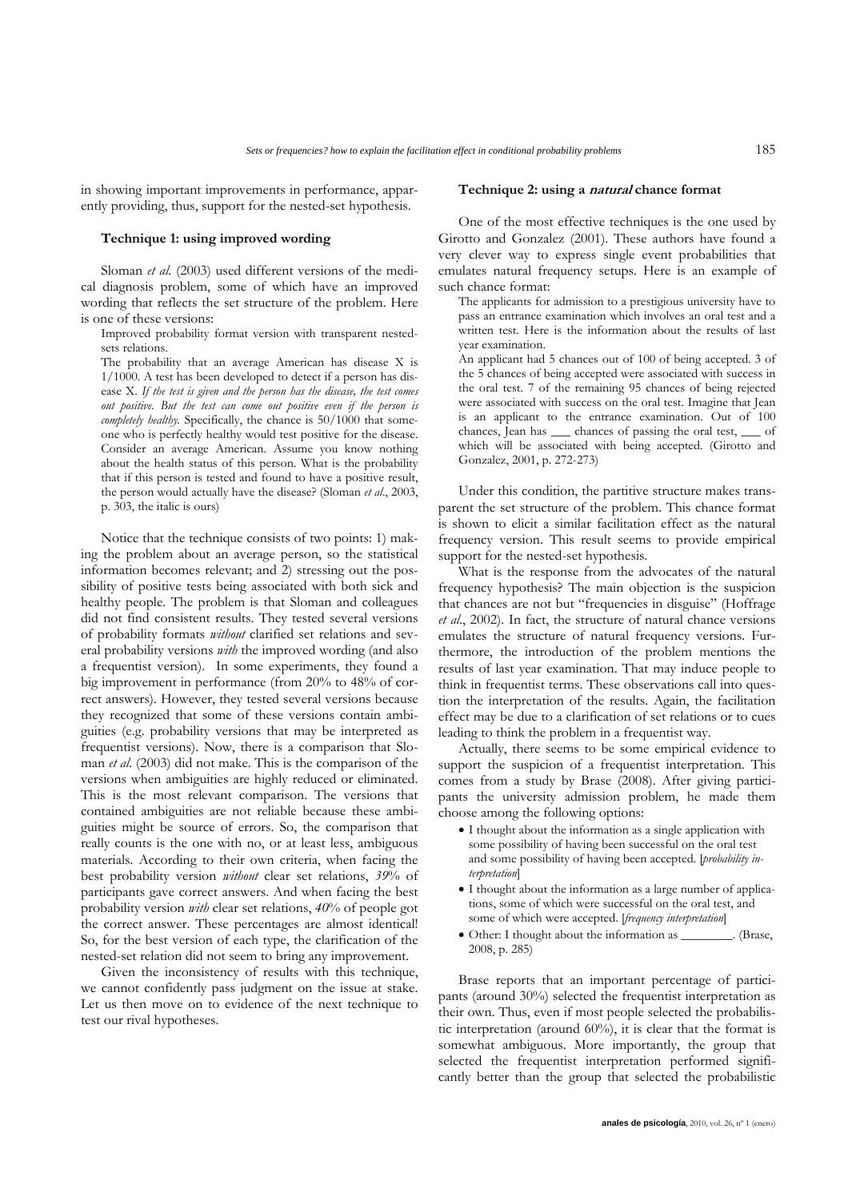in showing important improvements in performance, apparently providing, thus, support for the nested-set hypothesis.

### Technique 1: using improved wording

Sloman *et al.* (2003) used different versions of the medical diagnosis problem, some of which have an improved wording that reflects the set structure of the problem. Here is one of these versions:

> Improved probability format version with transparent nested-sets relations.
>
> The probability that an average American has disease X is 1/1000. A test has been developed to detect if a person has disease X. *If the test is given and the person has the disease, the test comes out positive. But the test can come out positive even if the person is completely healthy.* Specifically, the chance is 50/1000 that someone who is perfectly healthy would test positive for the disease. Consider an average American. Assume you know nothing about the health status of this person. What is the probability that if this person is tested and found to have a positive result, the person would actually have the disease? (Sloman *et al*., 2003, p. 303, the italic is ours)

Notice that the technique consists of two points: 1) making the problem about an average person, so the statistical information becomes relevant; and 2) stressing out the possibility of positive tests being associated with both sick and healthy people. The problem is that Sloman and colleagues did not find consistent results. They tested several versions of probability formats *without* clarified set relations and several probability versions *with* the improved wording (and also a frequentist version). In some experiments, they found a big improvement in performance (from 20% to 48% of correct answers). However, they tested several versions because they recognized that some of these versions contain ambiguities (e.g. probability versions that may be interpreted as frequentist versions). Now, there is a comparison that Sloman *et al*. (2003) did not make. This is the comparison of the versions when ambiguities are highly reduced or eliminated. This is the most relevant comparison. The versions that contained ambiguities are not reliable because these ambiguities might be source of errors. So, the comparison that really counts is the one with no, or at least less, ambiguous materials. According to their own criteria, when facing the best probability version *without* clear set relations, *39*% of participants gave correct answers. And when facing the best probability version *with* clear set relations, *40*% of people got the correct answer. These percentages are almost identical! So, for the best version of each type, the clarification of the nested-set relation did not seem to bring any improvement.

Given the inconsistency of results with this technique, we cannot confidently pass judgment on the issue at stake. Let us then move on to evidence of the next technique to test our rival hypotheses.

### Technique 2: using a *natural* chance format

One of the most effective techniques is the one used by Girotto and Gonzalez (2001). These authors have found a very clever way to express single event probabilities that emulates natural frequency setups. Here is an example of such chance format:

> The applicants for admission to a prestigious university have to pass an entrance examination which involves an oral test and a written test. Here is the information about the results of last year examination.
>
> An applicant had 5 chances out of 100 of being accepted. 3 of the 5 chances of being accepted were associated with success in the oral test. 7 of the remaining 95 chances of being rejected were associated with success on the oral test. Imagine that Jean is an applicant to the entrance examination. Out of 100 chances, Jean has ___ chances of passing the oral test, ___ of which will be associated with being accepted. (Girotto and Gonzalez, 2001, p. 272-273)

Under this condition, the partitive structure makes transparent the set structure of the problem. This chance format is shown to elicit a similar facilitation effect as the natural frequency version. This result seems to provide empirical support for the nested-set hypothesis.

What is the response from the advocates of the natural frequency hypothesis? The main objection is the suspicion that chances are not but "frequencies in disguise" (Hoffrage *et al*., 2002). In fact, the structure of natural chance versions emulates the structure of natural frequency versions. Furthermore, the introduction of the problem mentions the results of last year examination. That may induce people to think in frequentist terms. These observations call into question the interpretation of the results. Again, the facilitation effect may be due to a clarification of set relations or to cues leading to think the problem in a frequentist way.

Actually, there seems to be some empirical evidence to support the suspicion of a frequentist interpretation. This comes from a study by Brase (2008). After giving participants the university admission problem, he made them choose among the following options:

- I thought about the information as a single application with some possibility of having been successful on the oral test and some possibility of having been accepted. [*probability interpretation*]
- I thought about the information as a large number of applications, some of which were successful on the oral test, and some of which were accepted. [*frequency interpretation*]
- Other: I thought about the information as ________. (Brase, 2008, p. 285)

Brase reports that an important percentage of participants (around 30%) selected the frequentist interpretation as their own. Thus, even if most people selected the probabilistic interpretation (around 60%), it is clear that the format is somewhat ambiguous. More importantly, the group that selected the frequentist interpretation performed significantly better than the group that selected the probabilistic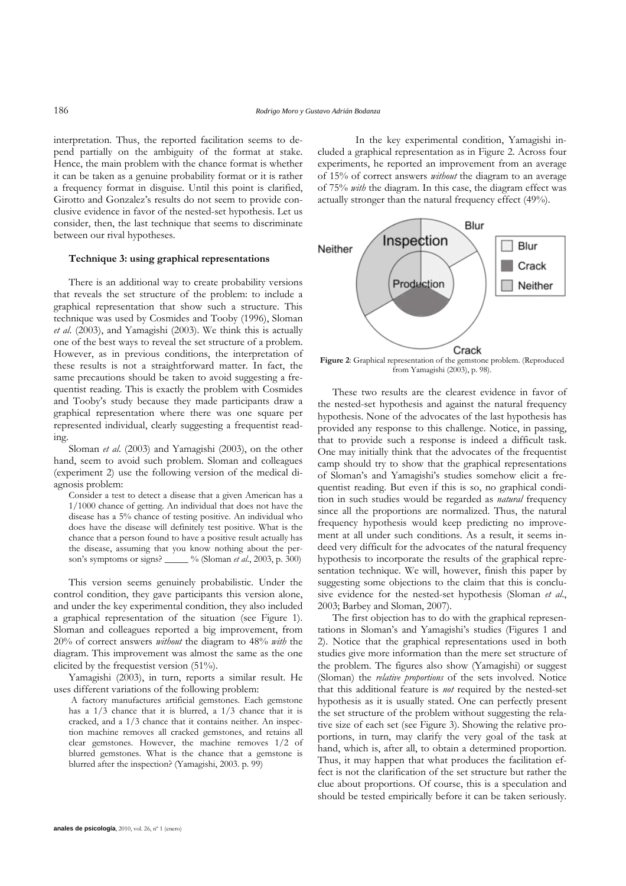interpretation. Thus, the reported facilitation seems to depend partially on the ambiguity of the format at stake. Hence, the main problem with the chance format is whether it can be taken as a genuine probability format or it is rather a frequency format in disguise. Until this point is clarified, Girotto and Gonzalez's results do not seem to provide conclusive evidence in favor of the nested-set hypothesis. Let us consider, then, the last technique that seems to discriminate between our rival hypotheses.

### Technique 3: using graphical representations

There is an additional way to create probability versions that reveals the set structure of the problem: to include a graphical representation that show such a structure. This technique was used by Cosmides and Tooby (1996), Sloman *et al*. (2003), and Yamagishi (2003). We think this is actually one of the best ways to reveal the set structure of a problem. However, as in previous conditions, the interpretation of these results is not a straightforward matter. In fact, the same precautions should be taken to avoid suggesting a frequentist reading. This is exactly the problem with Cosmides and Tooby's study because they made participants draw a graphical representation where there was one square per represented individual, clearly suggesting a frequentist reading.

Sloman *et al*. (2003) and Yamagishi (2003), on the other hand, seem to avoid such problem. Sloman and colleagues (experiment 2) use the following version of the medical diagnosis problem:

> Consider a test to detect a disease that a given American has a 1/1000 chance of getting. An individual that does not have the disease has a 5% chance of testing positive. An individual who does have the disease will definitely test positive. What is the chance that a person found to have a positive result actually has the disease, assuming that you know nothing about the person's symptoms or signs? _____ % (Sloman *et al*., 2003, p. 300)

This version seems genuinely probabilistic. Under the control condition, they gave participants this version alone, and under the key experimental condition, they also included a graphical representation of the situation (see Figure 1). Sloman and colleagues reported a big improvement, from 20% of correct answers *without* the diagram to 48% *with* the diagram. This improvement was almost the same as the one elicited by the frequestist version (51%).

Yamagishi (2003), in turn, reports a similar result. He uses different variations of the following problem:

> A factory manufactures artificial gemstones. Each gemstone has a 1/3 chance that it is blurred, a 1/3 chance that it is cracked, and a 1/3 chance that it contains neither. An inspection machine removes all cracked gemstones, and retains all clear gemstones. However, the machine removes 1/2 of blurred gemstones. What is the chance that a gemstone is blurred after the inspection? (Yamagishi, 2003. p. 99)

In the key experimental condition, Yamagishi included a graphical representation as in Figure 2. Across four experiments, he reported an improvement from an average of 15% of correct answers *without* the diagram to an average of 75% *with* the diagram. In this case, the diagram effect was actually stronger than the natural frequency effect (49%).

**Figure 2**: Graphical representation of the gemstone problem. (Reproduced from Yamagishi (2003), p. 98).

These two results are the clearest evidence in favor of the nested-set hypothesis and against the natural frequency hypothesis. None of the advocates of the last hypothesis has provided any response to this challenge. Notice, in passing, that to provide such a response is indeed a difficult task. One may initially think that the advocates of the frequentist camp should try to show that the graphical representations of Sloman's and Yamagishi's studies somehow elicit a frequentist reading. But even if this is so, no graphical condition in such studies would be regarded as *natural* frequency since all the proportions are normalized. Thus, the natural frequency hypothesis would keep predicting no improvement at all under such conditions. As a result, it seems indeed very difficult for the advocates of the natural frequency hypothesis to incorporate the results of the graphical representation technique. We will, however, finish this paper by suggesting some objections to the claim that this is conclusive evidence for the nested-set hypothesis (Sloman *et al*., 2003; Barbey and Sloman, 2007).

The first objection has to do with the graphical representations in Sloman's and Yamagishi's studies (Figures 1 and 2). Notice that the graphical representations used in both studies give more information than the mere set structure of the problem. The figures also show (Yamagishi) or suggest (Sloman) the *relative proportions* of the sets involved. Notice that this additional feature is *not* required by the nested-set hypothesis as it is usually stated. One can perfectly present the set structure of the problem without suggesting the relative size of each set (see Figure 3). Showing the relative proportions, in turn, may clarify the very goal of the task at hand, which is, after all, to obtain a determined proportion. Thus, it may happen that what produces the facilitation effect is not the clarification of the set structure but rather the clue about proportions. Of course, this is a speculation and should be tested empirically before it can be taken seriously.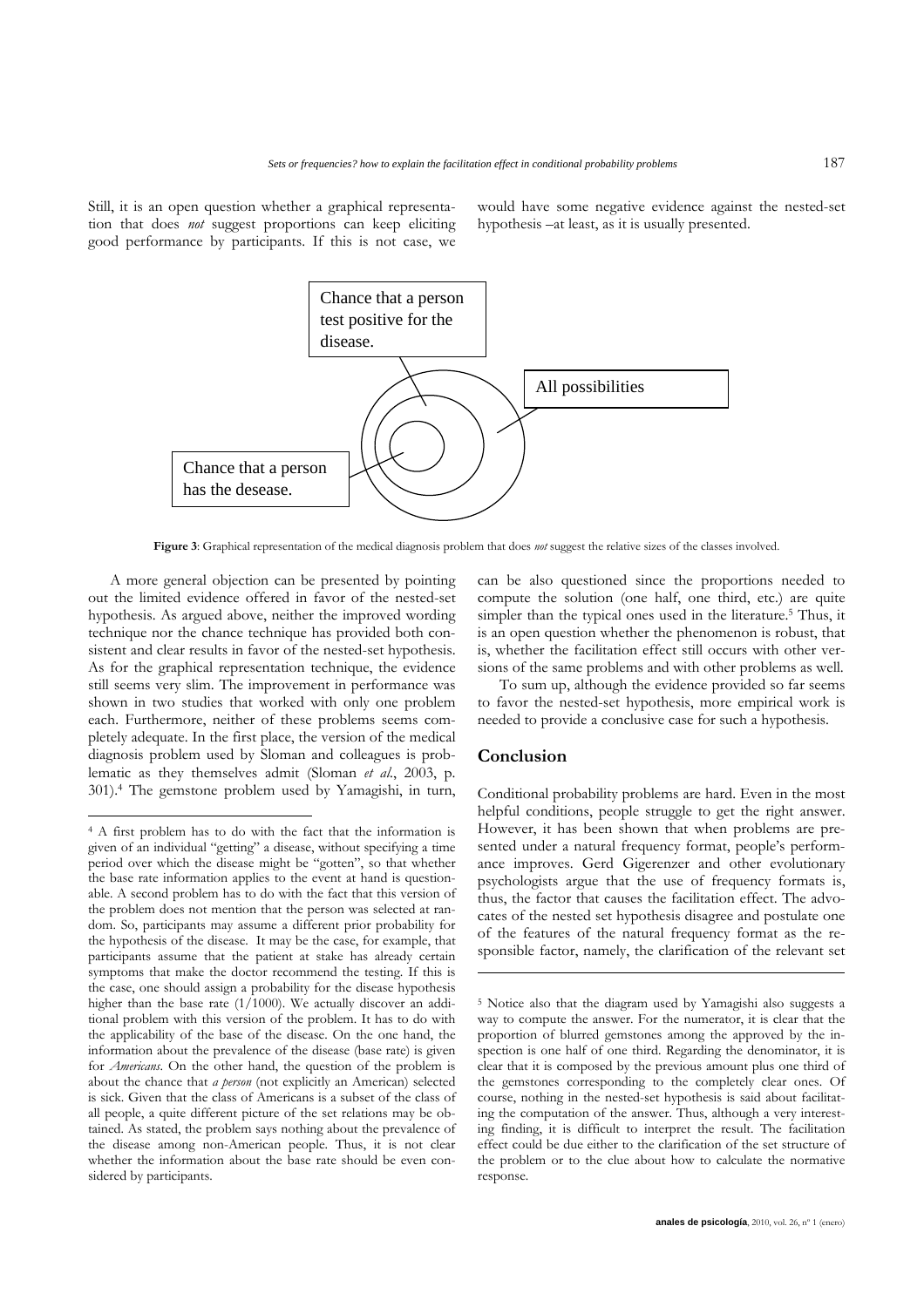Still, it is an open question whether a graphical representation that does *not* suggest proportions can keep eliciting good performance by participants. If this is not case, we would have some negative evidence against the nested-set hypothesis –at least, as it is usually presented.

Chance that a person test positive for the disease.

All possibilities

Chance that a person has the desease.

**Figure 3**: Graphical representation of the medical diagnosis problem that does *not* suggest the relative sizes of the classes involved.

A more general objection can be presented by pointing out the limited evidence offered in favor of the nested-set hypothesis. As argued above, neither the improved wording technique nor the chance technique has provided both consistent and clear results in favor of the nested-set hypothesis. As for the graphical representation technique, the evidence still seems very slim. The improvement in performance was shown in two studies that worked with only one problem each. Furthermore, neither of these problems seems completely adequate. In the first place, the version of the medical diagnosis problem used by Sloman and colleagues is problematic as they themselves admit (Sloman *et al.*, 2003, p. 301).[4] The gemstone problem used by Yamagishi, in turn, can be also questioned since the proportions needed to compute the solution (one half, one third, etc.) are quite simpler than the typical ones used in the literature.[5] Thus, it is an open question whether the phenomenon is robust, that is, whether the facilitation effect still occurs with other versions of the same problems and with other problems as well.

To sum up, although the evidence provided so far seems to favor the nested-set hypothesis, more empirical work is needed to provide a conclusive case for such a hypothesis.

## Conclusion

Conditional probability problems are hard. Even in the most helpful conditions, people struggle to get the right answer. However, it has been shown that when problems are presented under a natural frequency format, people's performance improves. Gerd Gigerenzer and other evolutionary psychologists argue that the use of frequency formats is, thus, the factor that causes the facilitation effect. The advocates of the nested set hypothesis disagree and postulate one of the features of the natural frequency format as the responsible factor, namely, the clarification of the relevant set

---

[4] A first problem has to do with the fact that the information is given of an individual "getting" a disease, without specifying a time period over which the disease might be "gotten", so that whether the base rate information applies to the event at hand is questionable. A second problem has to do with the fact that this version of the problem does not mention that the person was selected at random. So, participants may assume a different prior probability for the hypothesis of the disease. It may be the case, for example, that participants assume that the patient at stake has already certain symptoms that make the doctor recommend the testing. If this is the case, one should assign a probability for the disease hypothesis higher than the base rate (1/1000). We actually discover an additional problem with this version of the problem. It has to do with the applicability of the base of the disease. On the one hand, the information about the prevalence of the disease (base rate) is given for *Americans*. On the other hand, the question of the problem is about the chance that *a person* (not explicitly an American) selected is sick. Given that the class of Americans is a subset of the class of all people, a quite different picture of the set relations may be obtained. As stated, the problem says nothing about the prevalence of the disease among non-American people. Thus, it is not clear whether the information about the base rate should be even considered by participants.

[5] Notice also that the diagram used by Yamagishi also suggests a way to compute the answer. For the numerator, it is clear that the proportion of blurred gemstones among the approved by the inspection is one half of one third. Regarding the denominator, it is clear that it is composed by the previous amount plus one third of the gemstones corresponding to the completely clear ones. Of course, nothing in the nested-set hypothesis is said about facilitating the computation of the answer. Thus, although a very interesting finding, it is difficult to interpret the result. The facilitation effect could be due either to the clarification of the set structure of the problem or to the clue about how to calculate the normative response.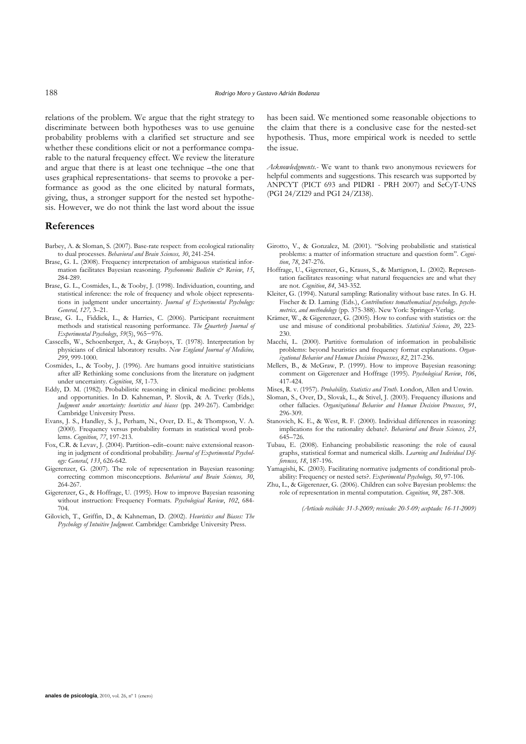relations of the problem. We argue that the right strategy to discriminate between both hypotheses was to use genuine probability problems with a clarified set structure and see whether these conditions elicit or not a performance comparable to the natural frequency effect. We review the literature and argue that there is at least one technique –the one that uses graphical representations- that seems to provoke a performance as good as the one elicited by natural formats, giving, thus, a stronger support for the nested set hypothesis. However, we do not think the last word about the issue has been said. We mentioned some reasonable objections to the claim that there is a conclusive case for the nested-set hypothesis. Thus, more empirical work is needed to settle the issue.

*Acknowledgments.*- We want to thank two anonymous reviewers for helpful comments and suggestions. This research was supported by ANPCYT (PICT 693 and PIDRI - PRH 2007) and SeCyT-UNS (PGI 24/ZI29 and PGI 24/ZI38).

## References

Barbey, A. & Sloman, S. (2007). Base-rate respect: from ecological rationality to dual processes. *Behavioral and Brain Sciences, 30*, 241-254.

Brase, G. L. (2008). Frequency interpretation of ambiguous statistical information facilitates Bayesian reasoning. *Psychonomic Bulletin & Review*, *15*, 284-289.

Brase, G. L., Cosmides, L., & Tooby, J. (1998). Individuation, counting, and statistical inference: the role of frequency and whole object representations in judgment under uncertainty. *Journal of Experimental Psychology: General, 127,* 3–21.

Brase, G. L., Fiddick, L., & Harries, C. (2006). Participant recruitment methods and statistical reasoning performance. *The Quarterly Journal of Experimental Psychology*, *59*(5), 965−976.

Casscells, W., Schoenberger, A., & Grayboys, T. (1978). Interpretation by physicians of clinical laboratory results. *New England Journal of Medicine, 299*, 999-1000.

Cosmides, L., & Tooby, J. (1996). Are humans good intuitive statisticians after all? Rethinking some conclusions from the literature on judgment under uncertainty. *Cognition*, *58*, 1-73.

Eddy, D. M. (1982). Probabilistic reasoning in clinical medicine: problems and opportunities. In D. Kahneman, P. Slovik, & A. Tverky (Eds.), *Judgment under uncertainty: heuristics and biases* (pp. 249-267). Cambridge: Cambridge University Press.

Evans, J. S., Handley, S. J., Perham, N., Over, D. E., & Thompson, V. A. (2000). Frequency versus probability formats in statistical word problems. *Cognition*, *77*, 197-213.

Fox, C.R. & Levav, J. (2004). Partition–edit–count: naive extensional reasoning in judgment of conditional probability. *Journal of Experimental Psychology: General*, *133*, 626-642.

Gigerenzer, G. (2007). The role of representation in Bayesian reasoning: correcting common misconceptions. *Behavioral and Brain Sciences, 30*, 264-267.

Gigerenzer, G., & Hoffrage, U. (1995). How to improve Bayesian reasoning without instruction: Frequency Formats. *Psychological Review*, *102*, 684-704.

Gilovich, T., Griffin, D., & Kahneman, D. (2002). *Heuristics and Biases: The Psychology of Intuitive Judgment*. Cambridge: Cambridge University Press.

Girotto, V., & Gonzalez, M. (2001). "Solving probabilistic and statistical problems: a matter of information structure and question form". *Cognition*, *78*, 247-276.

Hoffrage, U., Gigerenzer, G., Krauss, S., & Martignon, L. (2002). Representation facilitates reasoning: what natural frequencies are and what they are not. *Cognition*, *84*, 343-352.

Kleiter, G. (1994). Natural sampling: Rationality without base rates. In G. H. Fischer & D. Laming (Eds.), *Contributions tomathematical psychology, psychometrics, and methodology* (pp. 375-388). New York: Springer-Verlag.

Krämer, W., & Gigerenzer, G. (2005). How to confuse with statistics or: the use and misuse of conditional probabilities. *Statistical Science*, *20*, 223-230.

Macchi, L. (2000). Partitive formulation of information in probabilistic problems: beyond heuristics and frequency format explanations. *Organizational Behavior and Human Decision Processes*, *82*, 217-236.

Mellers, B., & McGraw, P. (1999). How to improve Bayesian reasoning: comment on Gigerenzer and Hoffrage (1995). *Psychological Review*, *106*, 417-424.

Mises, R. v. (1957). *Probability, Statistics and Truth*. London, Allen and Unwin.

Sloman, S., Over, D., Slovak, L., & Stivel, J. (2003). Frequency illusions and other fallacies. *Organizational Behavior and Human Decision Processes*, *91*, 296-309.

Stanovich, K. E., & West, R. F. (2000). Individual differences in reasoning: implications for the rationality debate?. *Behavioral and Brain Sciences, 23*, 645–726.

Tubau, E. (2008). Enhancing probabilistic reasoning: the role of causal graphs, statistical format and numerical skills. *Learning and Individual Differences, 18*, 187-196.

Yamagishi, K. (2003). Facilitating normative judgments of conditional probability: Frequency or nested sets?. *Experimental Psychology, 50*, 97-106.

Zhu, L., & Gigerenzer, G. (2006). Children can solve Bayesian problems: the role of representation in mental computation. *Cognition*, *98*, 287-308.

*(Artículo recibido: 31-3-2009; revisado: 20-5-09; aceptado: 16-11-2009)*